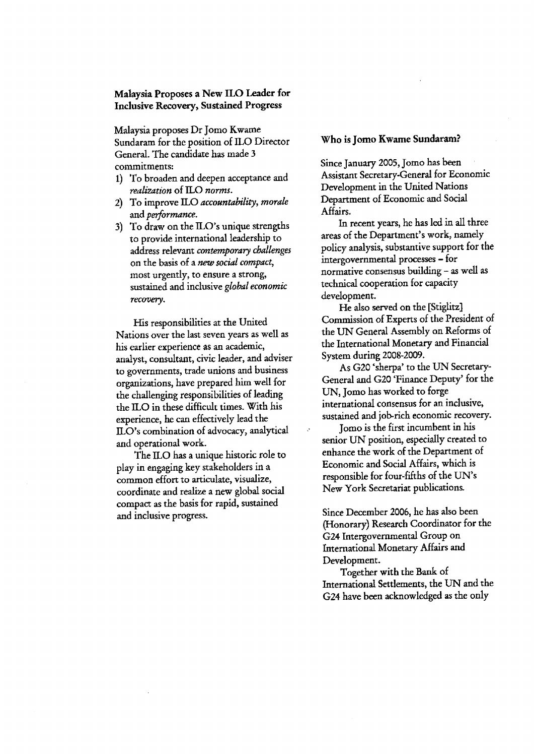## Malaysia Proposes a New ILO Leader for Inclusive Recovery, Sustained Progress

Malaysia proposes Dr Jomo Kwame Sundaram for the position of ILO Director General. The candidate has made 3 commitments:

1) To broaden and deepen acceptance and *realization* of ILO *norms*.
2) To improve ILO *accountability, morale* and *performance*.
3) To draw on the ILO's unique strengths to provide international leadership to address relevant *contemporary challenges* on the basis of a *new social compact*, most urgently, to ensure a strong, sustained and inclusive *global economic recovery*.

His responsibilities at the United Nations over the last seven years as well as his earlier experience as an academic, analyst, consultant, civic leader, and adviser to governments, trade unions and business organizations, have prepared him well for the challenging responsibilities of leading the ILO in these difficult times. With his experience, he can effectively lead the ILO's combination of advocacy, analytical and operational work.

The ILO has a unique historic role to play in engaging key stakeholders in a common effort to articulate, visualize, coordinate and realize a new global social compact as the basis for rapid, sustained and inclusive progress.

### Who is Jomo Kwame Sundaram?

Since January 2005, Jomo has been Assistant Secretary-General for Economic Development in the United Nations Department of Economic and Social Affairs.

In recent years, he has led in all three areas of the Department's work, namely policy analysis, substantive support for the intergovernmental processes – for normative consensus building – as well as technical cooperation for capacity development.

He also served on the [Stiglitz] Commission of Experts of the President of the UN General Assembly on Reforms of the International Monetary and Financial System during 2008-2009.

As G20 'sherpa' to the UN Secretary-General and G20 'Finance Deputy' for the UN, Jomo has worked to forge international consensus for an inclusive, sustained and job-rich economic recovery.

Jomo is the first incumbent in his senior UN position, especially created to enhance the work of the Department of Economic and Social Affairs, which is responsible for four-fifths of the UN's New York Secretariat publications.

Since December 2006, he has also been (Honorary) Research Coordinator for the G24 Intergovernmental Group on International Monetary Affairs and Development.

Together with the Bank of International Settlements, the UN and the G24 have been acknowledged as the only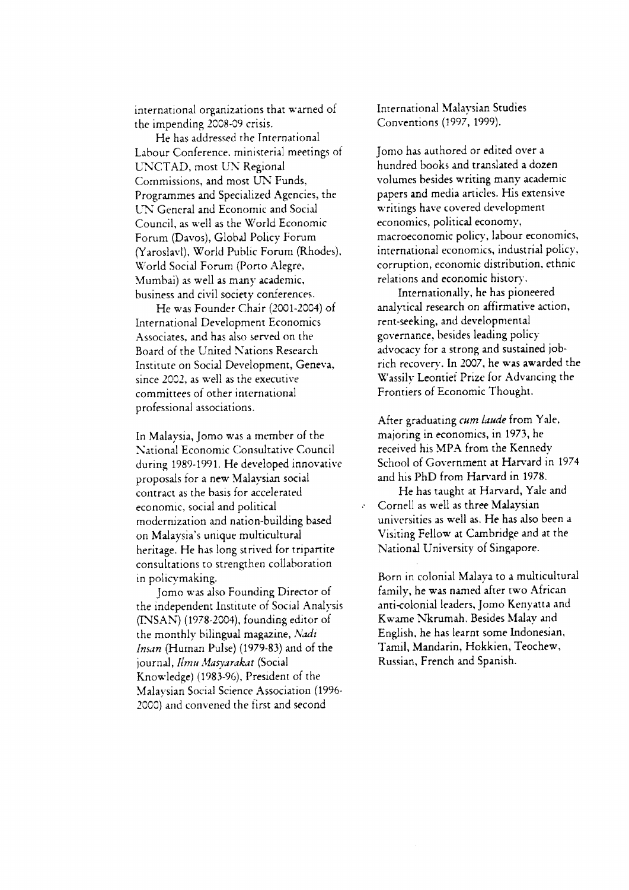international organizations that warned of the impending 2008-09 crisis.

He has addressed the International Labour Conference, ministerial meetings of UNCTAD, most UN Regional Commissions, and most UN Funds, Programmes and Specialized Agencies, the UN General and Economic and Social Council, as well as the World Economic Forum (Davos), Global Policy Forum (Yaroslavl), World Public Forum (Rhodes), World Social Forum (Porto Alegre, Mumbai) as well as many academic, business and civil society conferences.

He was Founder Chair (2001-2004) of International Development Economics Associates, and has also served on the Board of the United Nations Research Institute on Social Development, Geneva, since 2002, as well as the executive committees of other international professional associations.

In Malaysia, Jomo was a member of the National Economic Consultative Council during 1989-1991. He developed innovative proposals for a new Malaysian social contract as the basis for accelerated economic, social and political modernization and nation-building based on Malaysia's unique multicultural heritage. He has long strived for tripartite consultations to strengthen collaboration in policymaking.

Jomo was also Founding Director of the independent Institute of Social Analysis (INSAN) (1978-2004), founding editor of the monthly bilingual magazine, *Nadi Insan* (Human Pulse) (1979-83) and of the journal, *Ilmu Masyarakat* (Social Knowledge) (1983-96), President of the Malaysian Social Science Association (1996-2000) and convened the first and second International Malaysian Studies Conventions (1997, 1999).

Jomo has authored or edited over a hundred books and translated a dozen volumes besides writing many academic papers and media articles. His extensive writings have covered development economics, political economy, macroeconomic policy, labour economics, international economics, industrial policy, corruption, economic distribution, ethnic relations and economic history.

Internationally, he has pioneered analytical research on affirmative action, rent-seeking, and developmental governance, besides leading policy advocacy for a strong and sustained job-rich recovery. In 2007, he was awarded the Wassily Leontief Prize for Advancing the Frontiers of Economic Thought.

After graduating *cum laude* from Yale, majoring in economics, in 1973, he received his MPA from the Kennedy School of Government at Harvard in 1974 and his PhD from Harvard in 1978.

He has taught at Harvard, Yale and Cornell as well as three Malaysian universities as well as. He has also been a Visiting Fellow at Cambridge and at the National University of Singapore.

Born in colonial Malaya to a multicultural family, he was named after two African anti-colonial leaders, Jomo Kenyatta and Kwame Nkrumah. Besides Malay and English, he has learnt some Indonesian, Tamil, Mandarin, Hokkien, Teochew, Russian, French and Spanish.